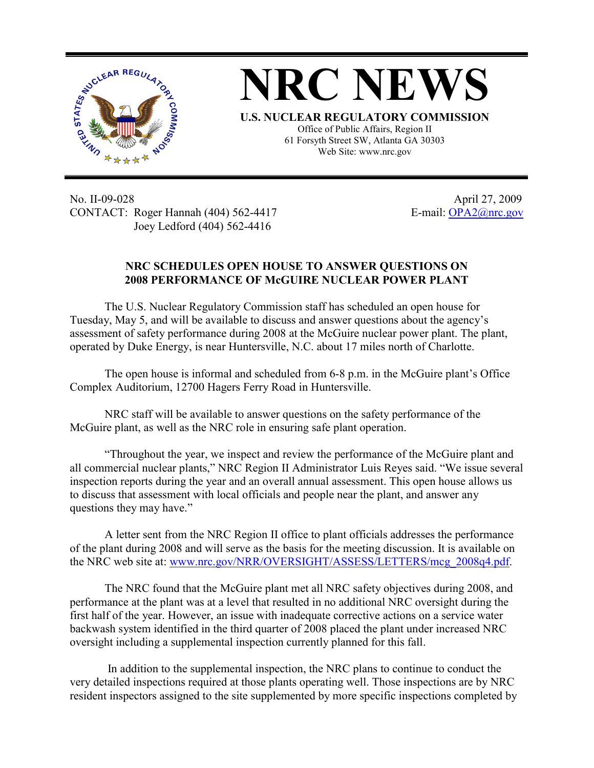# NRC NEWS

**U.S. NUCLEAR REGULATORY COMMISSION**

Office of Public Affairs, Region II
61 Forsyth Street SW, Atlanta GA 30303
Web Site: www.nrc.gov

No. II-09-028
CONTACT: Roger Hannah (404) 562-4417
Joey Ledford (404) 562-4416

April 27, 2009
E-mail: OPA2@nrc.gov

## NRC SCHEDULES OPEN HOUSE TO ANSWER QUESTIONS ON 2008 PERFORMANCE OF McGUIRE NUCLEAR POWER PLANT

The U.S. Nuclear Regulatory Commission staff has scheduled an open house for Tuesday, May 5, and will be available to discuss and answer questions about the agency's assessment of safety performance during 2008 at the McGuire nuclear power plant. The plant, operated by Duke Energy, is near Huntersville, N.C. about 17 miles north of Charlotte.

The open house is informal and scheduled from 6-8 p.m. in the McGuire plant's Office Complex Auditorium, 12700 Hagers Ferry Road in Huntersville.

NRC staff will be available to answer questions on the safety performance of the McGuire plant, as well as the NRC role in ensuring safe plant operation.

"Throughout the year, we inspect and review the performance of the McGuire plant and all commercial nuclear plants," NRC Region II Administrator Luis Reyes said. "We issue several inspection reports during the year and an overall annual assessment. This open house allows us to discuss that assessment with local officials and people near the plant, and answer any questions they may have."

A letter sent from the NRC Region II office to plant officials addresses the performance of the plant during 2008 and will serve as the basis for the meeting discussion. It is available on the NRC web site at: www.nrc.gov/NRR/OVERSIGHT/ASSESS/LETTERS/mcg_2008q4.pdf.

The NRC found that the McGuire plant met all NRC safety objectives during 2008, and performance at the plant was at a level that resulted in no additional NRC oversight during the first half of the year. However, an issue with inadequate corrective actions on a service water backwash system identified in the third quarter of 2008 placed the plant under increased NRC oversight including a supplemental inspection currently planned for this fall.

In addition to the supplemental inspection, the NRC plans to continue to conduct the very detailed inspections required at those plants operating well. Those inspections are by NRC resident inspectors assigned to the site supplemented by more specific inspections completed by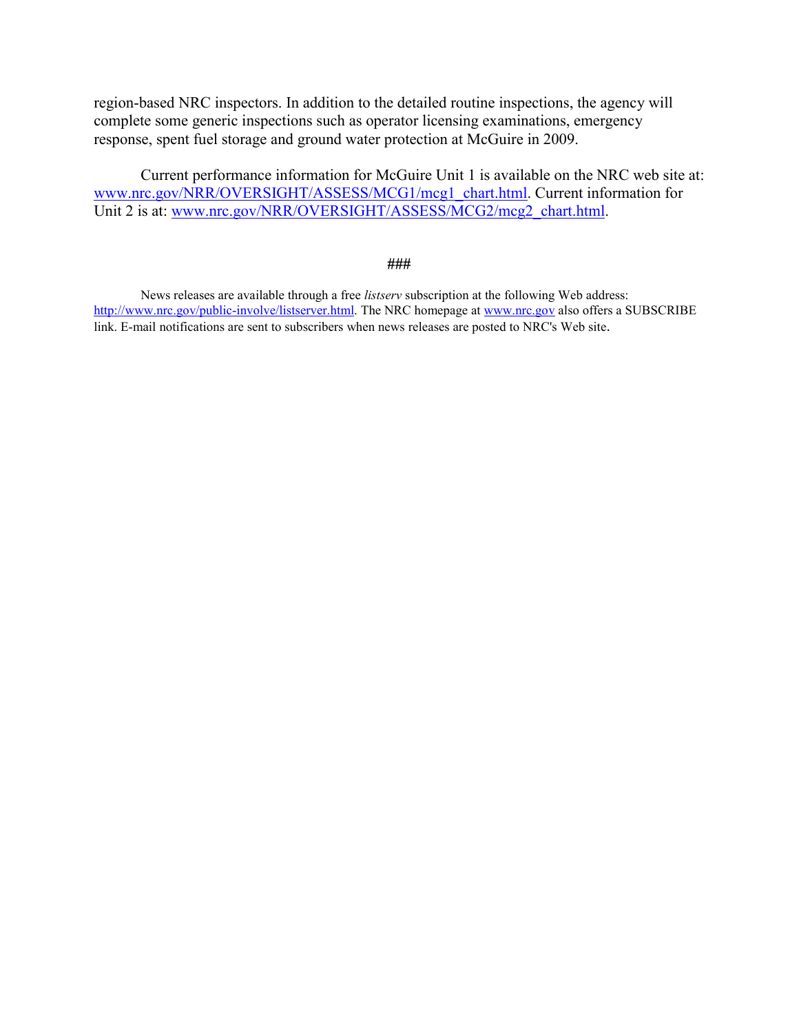region-based NRC inspectors. In addition to the detailed routine inspections, the agency will complete some generic inspections such as operator licensing examinations, emergency response, spent fuel storage and ground water protection at McGuire in 2009.

Current performance information for McGuire Unit 1 is available on the NRC web site at: www.nrc.gov/NRR/OVERSIGHT/ASSESS/MCG1/mcg1_chart.html. Current information for Unit 2 is at: www.nrc.gov/NRR/OVERSIGHT/ASSESS/MCG2/mcg2_chart.html.

###

News releases are available through a free *listserv* subscription at the following Web address: http://www.nrc.gov/public-involve/listserver.html. The NRC homepage at www.nrc.gov also offers a SUBSCRIBE link. E-mail notifications are sent to subscribers when news releases are posted to NRC's Web site.